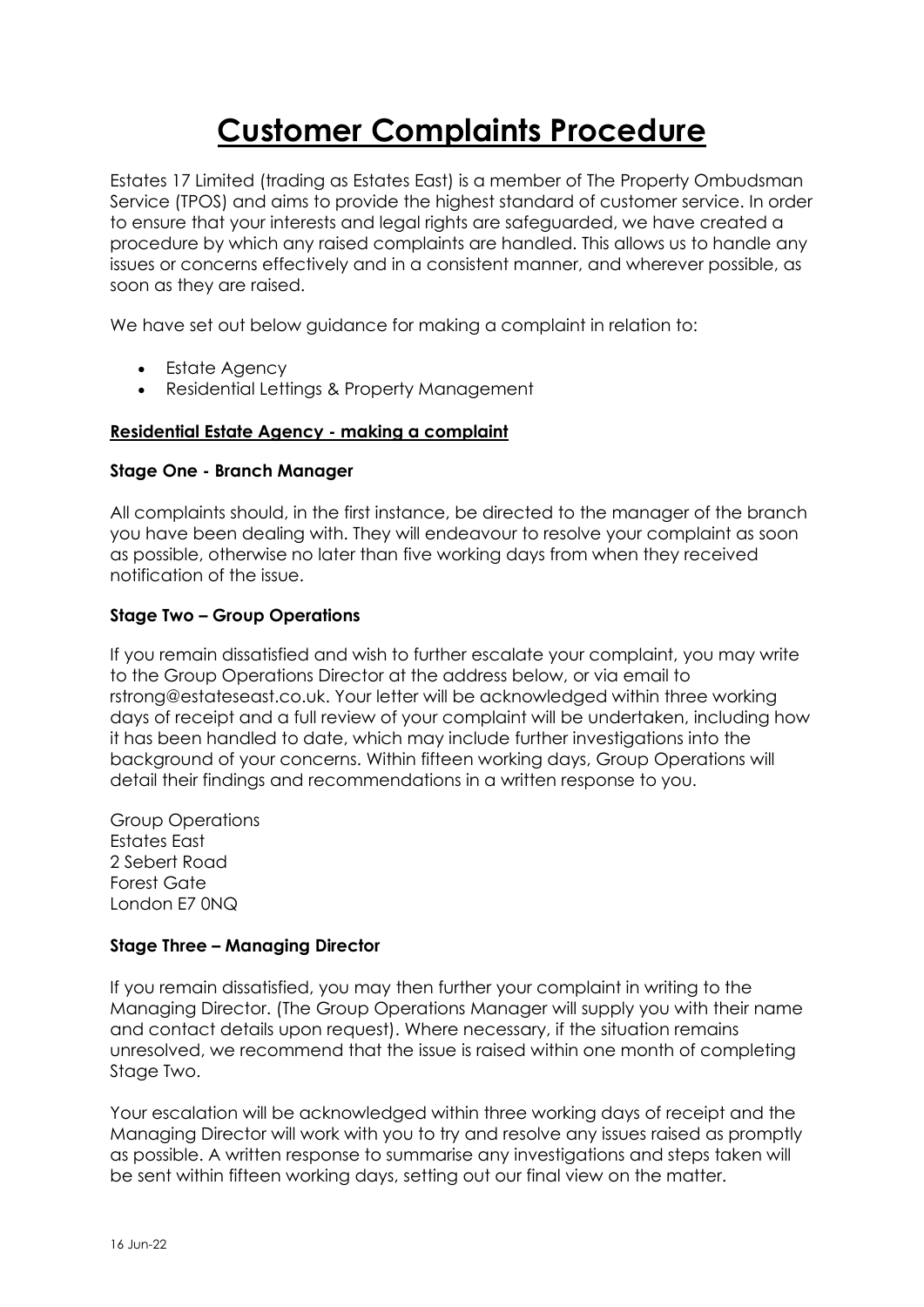# <u>Customer Complaints Procedure</u>

Estates 17 Limited (trading as Estates East) is a member of The Property Ombudsman Service (TPOS) and aims to provide the highest standard of customer service. In order to ensure that your interests and legal rights are safeguarded, we have created a procedure by which any raised complaints are handled. This allows us to handle any issues or concerns effectively and in a consistent manner, and wherever possible, as soon as they are raised.

We have set out below guidance for making a complaint in relation to:

- Estate Agency
- Residential Lettings & Property Management

### <u>Residential Estate Agency - making a complaint</u>

**Stage One - Branch Manager**

All complaints should, in the first instance, be directed to the manager of the branch you have been dealing with. They will endeavour to resolve your complaint as soon as possible, otherwise no later than five working days from when they received notification of the issue.

**Stage Two – Group Operations**

If you remain dissatisfied and wish to further escalate your complaint, you may write to the Group Operations Director at the address below, or via email to rstrong@estateseast.co.uk. Your letter will be acknowledged within three working days of receipt and a full review of your complaint will be undertaken, including how it has been handled to date, which may include further investigations into the background of your concerns. Within fifteen working days, Group Operations will detail their findings and recommendations in a written response to you.

Group Operations
Estates East
2 Sebert Road
Forest Gate
London E7 0NQ

**Stage Three – Managing Director**

If you remain dissatisfied, you may then further your complaint in writing to the Managing Director. (The Group Operations Manager will supply you with their name and contact details upon request). Where necessary, if the situation remains unresolved, we recommend that the issue is raised within one month of completing Stage Two.

Your escalation will be acknowledged within three working days of receipt and the Managing Director will work with you to try and resolve any issues raised as promptly as possible. A written response to summarise any investigations and steps taken will be sent within fifteen working days, setting out our final view on the matter.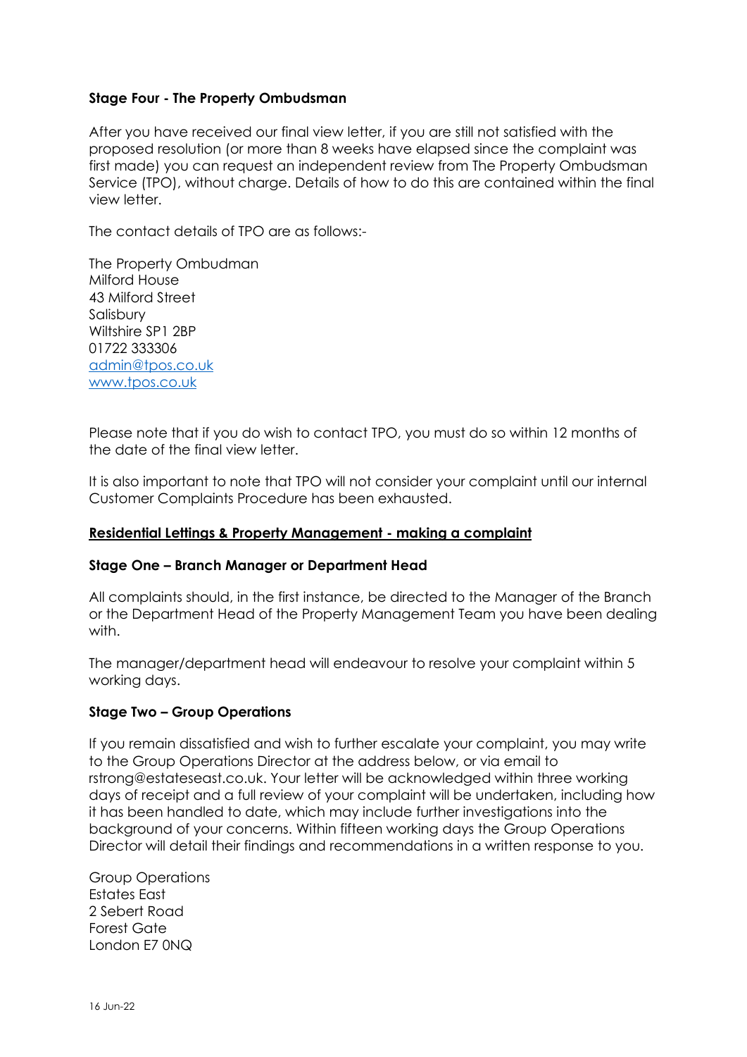**Stage Four - The Property Ombudsman**

After you have received our final view letter, if you are still not satisfied with the proposed resolution (or more than 8 weeks have elapsed since the complaint was first made) you can request an independent review from The Property Ombudsman Service (TPO), without charge. Details of how to do this are contained within the final view letter.

The contact details of TPO are as follows:-

The Property Ombudman  
Milford House  
43 Milford Street  
Salisbury  
Wiltshire SP1 2BP  
01722 333306  
[admin@tpos.co.uk](mailto:admin@tpos.co.uk)  
[www.tpos.co.uk](http://www.tpos.co.uk)

Please note that if you do wish to contact TPO, you must do so within 12 months of the date of the final view letter.

It is also important to note that TPO will not consider your complaint until our internal Customer Complaints Procedure has been exhausted.

## Residential Lettings & Property Management - making a complaint

**Stage One – Branch Manager or Department Head**

All complaints should, in the first instance, be directed to the Manager of the Branch or the Department Head of the Property Management Team you have been dealing with.

The manager/department head will endeavour to resolve your complaint within 5 working days.

**Stage Two – Group Operations**

If you remain dissatisfied and wish to further escalate your complaint, you may write to the Group Operations Director at the address below, or via email to rstrong@estateseast.co.uk. Your letter will be acknowledged within three working days of receipt and a full review of your complaint will be undertaken, including how it has been handled to date, which may include further investigations into the background of your concerns. Within fifteen working days the Group Operations Director will detail their findings and recommendations in a written response to you.

Group Operations  
Estates East  
2 Sebert Road  
Forest Gate  
London E7 0NQ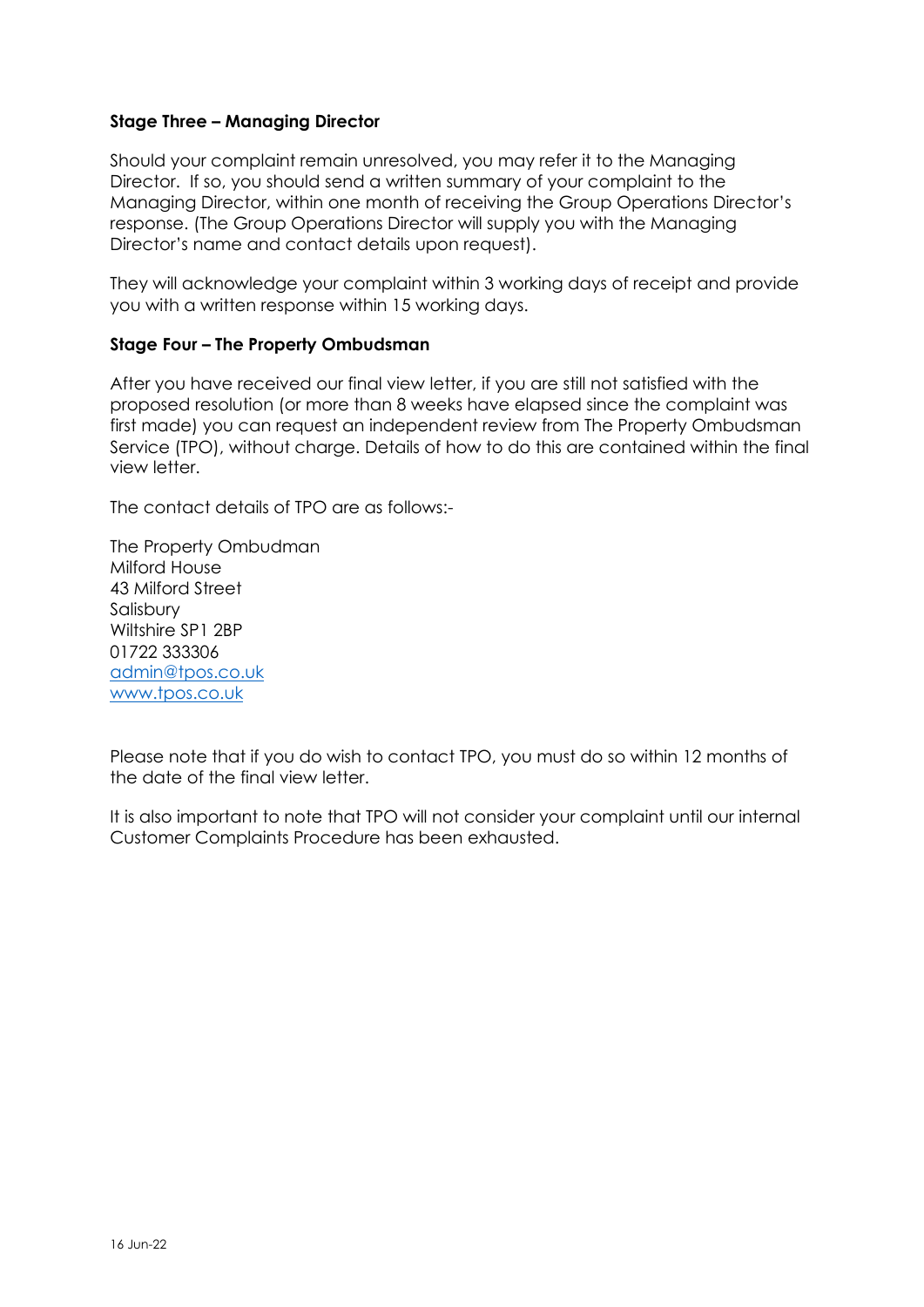**Stage Three – Managing Director**

Should your complaint remain unresolved, you may refer it to the Managing Director. If so, you should send a written summary of your complaint to the Managing Director, within one month of receiving the Group Operations Director's response. (The Group Operations Director will supply you with the Managing Director's name and contact details upon request).

They will acknowledge your complaint within 3 working days of receipt and provide you with a written response within 15 working days.

**Stage Four – The Property Ombudsman**

After you have received our final view letter, if you are still not satisfied with the proposed resolution (or more than 8 weeks have elapsed since the complaint was first made) you can request an independent review from The Property Ombudsman Service (TPO), without charge. Details of how to do this are contained within the final view letter.

The contact details of TPO are as follows:-

The Property Ombudman
Milford House
43 Milford Street
Salisbury
Wiltshire SP1 2BP
01722 333306
admin@tpos.co.uk
www.tpos.co.uk

Please note that if you do wish to contact TPO, you must do so within 12 months of the date of the final view letter.

It is also important to note that TPO will not consider your complaint until our internal Customer Complaints Procedure has been exhausted.